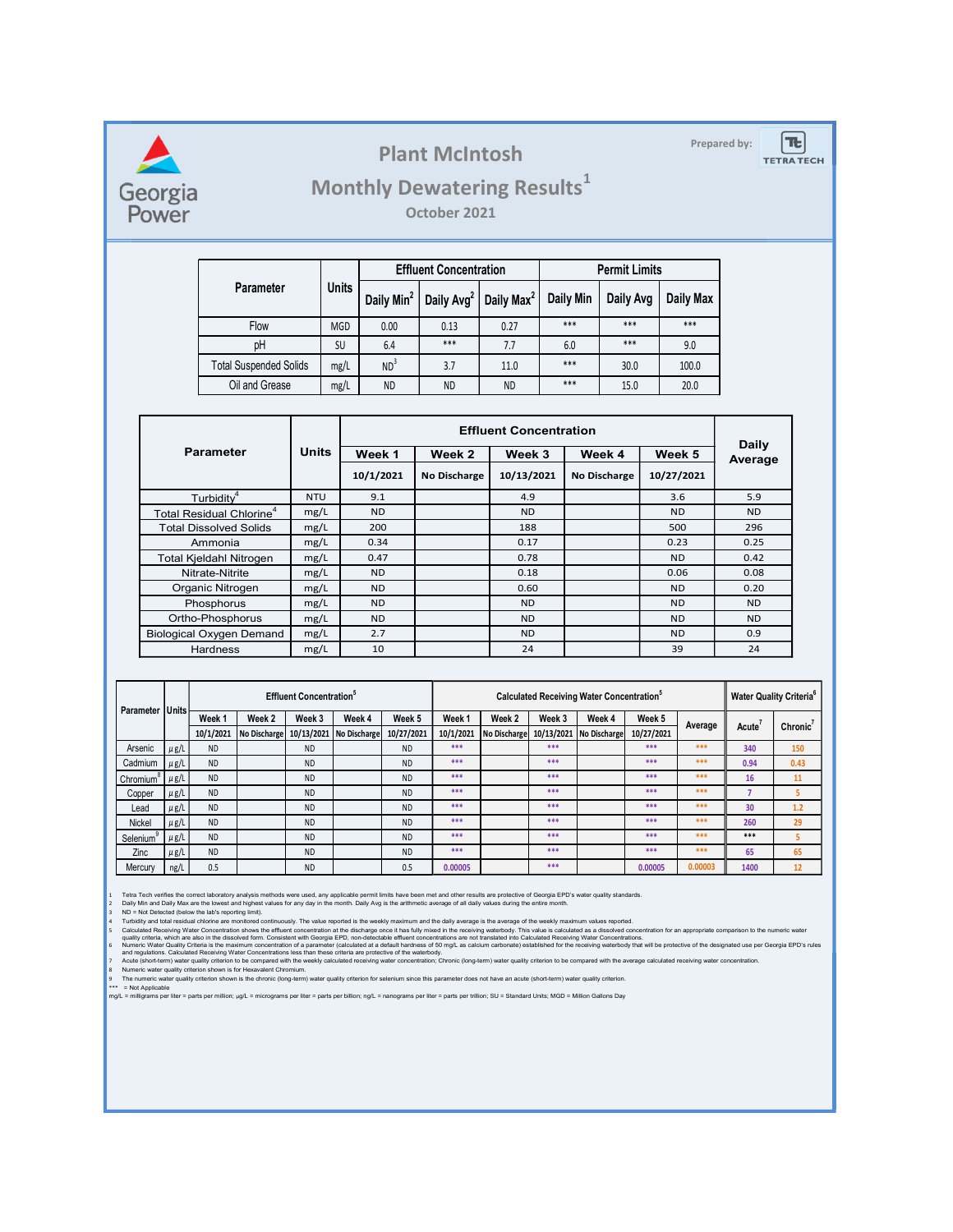Georgia Power

Prepared by: TETRA TECH

# Plant McIntosh

## Monthly Dewatering Results[1]

### October 2021

| Parameter | Units | Effluent Concentration | | | Permit Limits | | |
|---|---|---|---|---|---|---|---|
| | | Daily Min[2] | Daily Avg[2] | Daily Max[2] | Daily Min | Daily Avg | Daily Max |
| Flow | MGD | 0.00 | 0.13 | 0.27 | *** | *** | *** |
| pH | SU | 6.4 | *** | 7.7 | 6.0 | *** | 9.0 |
| Total Suspended Solids | mg/L | ND[3] | 3.7 | 11.0 | *** | 30.0 | 100.0 |
| Oil and Grease | mg/L | ND | ND | ND | *** | 15.0 | 20.0 |

| Parameter | Units | Effluent Concentration | | | | | Daily Average |
|---|---|---|---|---|---|---|---|
| | | Week 1 | Week 2 | Week 3 | Week 4 | Week 5 | |
| | | 10/1/2021 | No Discharge | 10/13/2021 | No Discharge | 10/27/2021 | |
| Turbidity[4] | NTU | 9.1 | | 4.9 | | 3.6 | 5.9 |
| Total Residual Chlorine[4] | mg/L | ND | | ND | | ND | ND |
| Total Dissolved Solids | mg/L | 200 | | 188 | | 500 | 296 |
| Ammonia | mg/L | 0.34 | | 0.17 | | 0.23 | 0.25 |
| Total Kjeldahl Nitrogen | mg/L | 0.47 | | 0.78 | | ND | 0.42 |
| Nitrate-Nitrite | mg/L | ND | | 0.18 | | 0.06 | 0.08 |
| Organic Nitrogen | mg/L | ND | | 0.60 | | ND | 0.20 |
| Phosphorus | mg/L | ND | | ND | | ND | ND |
| Ortho-Phosphorus | mg/L | ND | | ND | | ND | ND |
| Biological Oxygen Demand | mg/L | 2.7 | | ND | | ND | 0.9 |
| Hardness | mg/L | 10 | | 24 | | 39 | 24 |

| Parameter | Units | Effluent Concentration[5] | | | | | Calculated Receiving Water Concentration[5] | | | | | | Water Quality Criteria[6] | |
|---|---|---|---|---|---|---|---|---|---|---|---|---|---|---|
| | | Week 1 | Week 2 | Week 3 | Week 4 | Week 5 | Week 1 | Week 2 | Week 3 | Week 4 | Week 5 | Average | Acute[7] | Chronic[7] |
| | | 10/1/2021 | No Discharge | 10/13/2021 | No Discharge | 10/27/2021 | 10/1/2021 | No Discharge | 10/13/2021 | No Discharge | 10/27/2021 | | | |
| Arsenic | µg/L | ND | | ND | | ND | *** | | *** | | *** | *** | 340 | 150 |
| Cadmium | µg/L | ND | | ND | | ND | *** | | *** | | *** | *** | 0.94 | 0.43 |
| Chromium[8] | µg/L | ND | | ND | | ND | *** | | *** | | *** | *** | 16 | 11 |
| Copper | µg/L | ND | | ND | | ND | *** | | *** | | *** | *** | 7 | 5 |
| Lead | µg/L | ND | | ND | | ND | *** | | *** | | *** | *** | 30 | 1.2 |
| Nickel | µg/L | ND | | ND | | ND | *** | | *** | | *** | *** | 260 | 29 |
| Selenium[9] | µg/L | ND | | ND | | ND | *** | | *** | | *** | *** | *** | 5 |
| Zinc | µg/L | ND | | ND | | ND | *** | | *** | | *** | *** | 65 | 65 |
| Mercury | ng/L | 0.5 | | ND | | 0.5 | 0.00005 | | *** | | 0.00005 | 0.00003 | 1400 | 12 |

1 Tetra Tech verifies the correct laboratory analysis methods were used, any applicable permit limits have been met and other results are protective of Georgia EPD's water quality standards.
2 Daily Min and Daily Max are the lowest and highest values for any day in the month. Daily Avg is the arithmetic average of all daily values during the entire month.
3 ND = Not Detected (below the lab's reporting limit).
4 Turbidity and total residual chlorine are monitored continuously. The value reported is the weekly maximum and the daily average is the average of the weekly maximum values reported.
5 Calculated Receiving Water Concentration shows the effluent concentration at the discharge once it has fully mixed in the receiving waterbody. This value is calculated as a dissolved concentration for an appropriate comparison to the numeric water quality criteria, which are also in the dissolved form. Consistent with Georgia EPD, non-detectable effluent concentrations are not translated into Calculated Receiving Water Concentrations.
6 Numeric Water Quality Criteria is the maximum concentration of a parameter (calculated at a default hardness of 50 mg/L as calcium carbonate) established for the receiving waterbody that will be protective of the designated use per Georgia EPD's rules and regulations. Calculated Receiving Water Concentrations less than these criteria are protective of the waterbody.
7 Acute (short-term) water quality criterion to be compared with the weekly calculated receiving water concentration; Chronic (long-term) water quality criterion to be compared with the average calculated receiving water concentration.
8 Numeric water quality criterion shown is for Hexavalent Chromium.
9 The numeric water quality criterion shown is the chronic (long-term) water quality criterion for selenium since this parameter does not have an acute (short-term) water quality criterion.
*** = Not Applicable
mg/L = milligrams per liter = parts per million; µg/L = micrograms per liter = parts per billion; ng/L = nanograms per liter = parts per trillion; SU = Standard Units; MGD = Million Gallons Day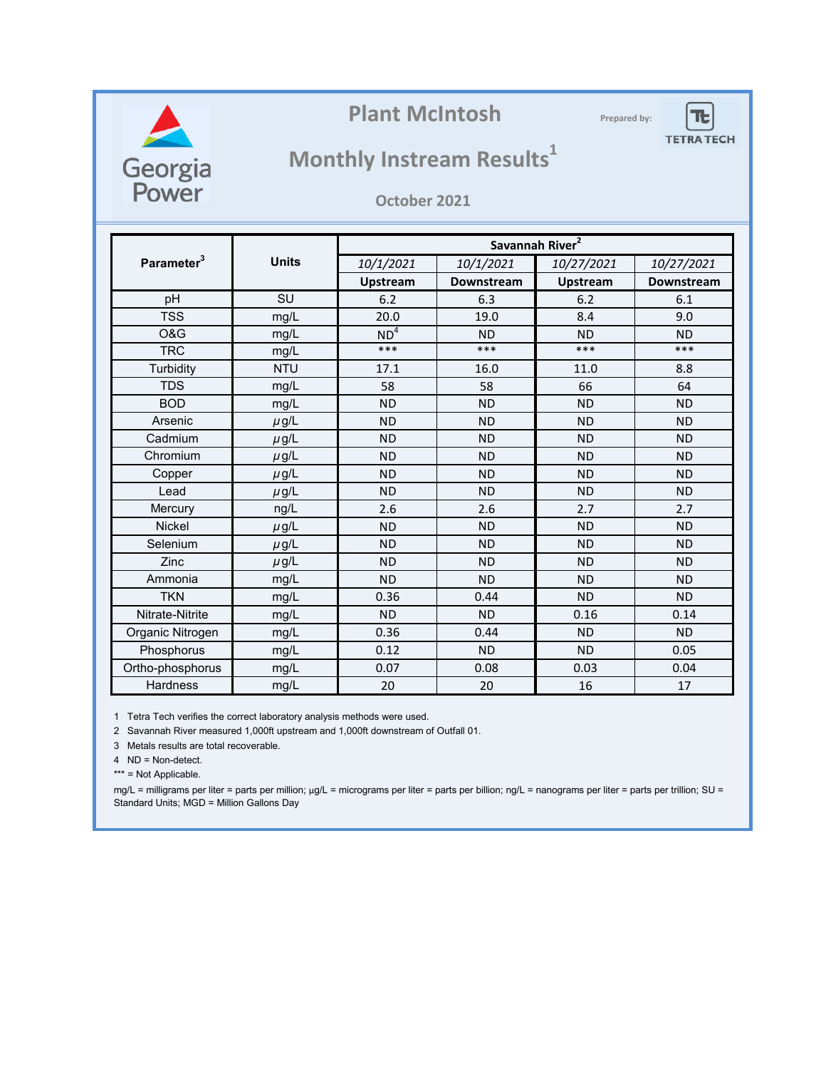# Plant McIntosh

## Monthly Instream Results[1]

### October 2021

Prepared by: TETRA TECH

Georgia Power

| Parameter[3] | Units | Savannah River[2] | | | |
|---|---|---|---|---|---|
| | | *10/1/2021* | *10/1/2021* | *10/27/2021* | *10/27/2021* |
| | | **Upstream** | **Downstream** | **Upstream** | **Downstream** |
| pH | SU | 6.2 | 6.3 | 6.2 | 6.1 |
| TSS | mg/L | 20.0 | 19.0 | 8.4 | 9.0 |
| O&G | mg/L | ND[4] | ND | ND | ND |
| TRC | mg/L | *** | *** | *** | *** |
| Turbidity | NTU | 17.1 | 16.0 | 11.0 | 8.8 |
| TDS | mg/L | 58 | 58 | 66 | 64 |
| BOD | mg/L | ND | ND | ND | ND |
| Arsenic | µg/L | ND | ND | ND | ND |
| Cadmium | µg/L | ND | ND | ND | ND |
| Chromium | µg/L | ND | ND | ND | ND |
| Copper | µg/L | ND | ND | ND | ND |
| Lead | µg/L | ND | ND | ND | ND |
| Mercury | ng/L | 2.6 | 2.6 | 2.7 | 2.7 |
| Nickel | µg/L | ND | ND | ND | ND |
| Selenium | µg/L | ND | ND | ND | ND |
| Zinc | µg/L | ND | ND | ND | ND |
| Ammonia | mg/L | ND | ND | ND | ND |
| TKN | mg/L | 0.36 | 0.44 | ND | ND |
| Nitrate-Nitrite | mg/L | ND | ND | 0.16 | 0.14 |
| Organic Nitrogen | mg/L | 0.36 | 0.44 | ND | ND |
| Phosphorus | mg/L | 0.12 | ND | ND | 0.05 |
| Ortho-phosphorus | mg/L | 0.07 | 0.08 | 0.03 | 0.04 |
| Hardness | mg/L | 20 | 20 | 16 | 17 |

1 Tetra Tech verifies the correct laboratory analysis methods were used.
2 Savannah River measured 1,000ft upstream and 1,000ft downstream of Outfall 01.
3 Metals results are total recoverable.
4 ND = Non-detect.
*** = Not Applicable.

mg/L = milligrams per liter = parts per million; µg/L = micrograms per liter = parts per billion; ng/L = nanograms per liter = parts per trillion; SU = Standard Units; MGD = Million Gallons Day